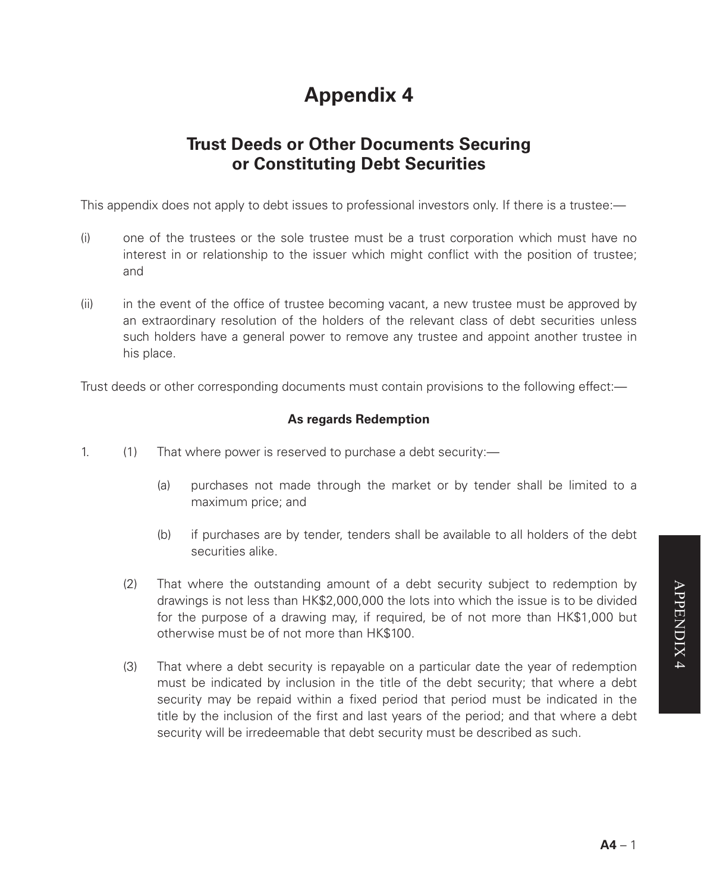# Appendix 4

## Trust Deeds or Other Documents Securing or Constituting Debt Securities

This appendix does not apply to debt issues to professional investors only. If there is a trustee:—

(i) one of the trustees or the sole trustee must be a trust corporation which must have no interest in or relationship to the issuer which might conflict with the position of trustee; and

(ii) in the event of the office of trustee becoming vacant, a new trustee must be approved by an extraordinary resolution of the holders of the relevant class of debt securities unless such holders have a general power to remove any trustee and appoint another trustee in his place.

Trust deeds or other corresponding documents must contain provisions to the following effect:—

**As regards Redemption**

1. (1) That where power is reserved to purchase a debt security:—

   (a) purchases not made through the market or by tender shall be limited to a maximum price; and

   (b) if purchases are by tender, tenders shall be available to all holders of the debt securities alike.

   (2) That where the outstanding amount of a debt security subject to redemption by drawings is not less than HK$2,000,000 the lots into which the issue is to be divided for the purpose of a drawing may, if required, be of not more than HK$1,000 but otherwise must be of not more than HK$100.

   (3) That where a debt security is repayable on a particular date the year of redemption must be indicated by inclusion in the title of the debt security; that where a debt security may be repaid within a fixed period that period must be indicated in the title by the inclusion of the first and last years of the period; and that where a debt security will be irredeemable that debt security must be described as such.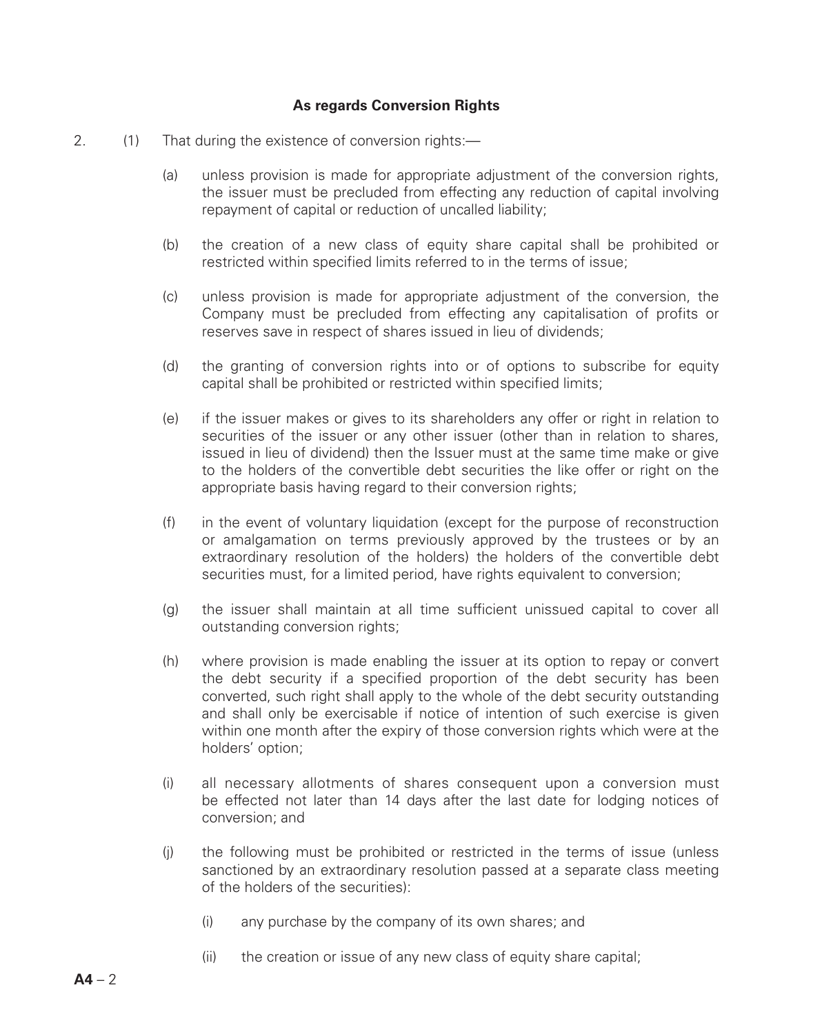**As regards Conversion Rights**

2. (1) That during the existence of conversion rights:—

   (a) unless provision is made for appropriate adjustment of the conversion rights, the issuer must be precluded from effecting any reduction of capital involving repayment of capital or reduction of uncalled liability;

   (b) the creation of a new class of equity share capital shall be prohibited or restricted within specified limits referred to in the terms of issue;

   (c) unless provision is made for appropriate adjustment of the conversion, the Company must be precluded from effecting any capitalisation of profits or reserves save in respect of shares issued in lieu of dividends;

   (d) the granting of conversion rights into or of options to subscribe for equity capital shall be prohibited or restricted within specified limits;

   (e) if the issuer makes or gives to its shareholders any offer or right in relation to securities of the issuer or any other issuer (other than in relation to shares, issued in lieu of dividend) then the Issuer must at the same time make or give to the holders of the convertible debt securities the like offer or right on the appropriate basis having regard to their conversion rights;

   (f) in the event of voluntary liquidation (except for the purpose of reconstruction or amalgamation on terms previously approved by the trustees or by an extraordinary resolution of the holders) the holders of the convertible debt securities must, for a limited period, have rights equivalent to conversion;

   (g) the issuer shall maintain at all time sufficient unissued capital to cover all outstanding conversion rights;

   (h) where provision is made enabling the issuer at its option to repay or convert the debt security if a specified proportion of the debt security has been converted, such right shall apply to the whole of the debt security outstanding and shall only be exercisable if notice of intention of such exercise is given within one month after the expiry of those conversion rights which were at the holders' option;

   (i) all necessary allotments of shares consequent upon a conversion must be effected not later than 14 days after the last date for lodging notices of conversion; and

   (j) the following must be prohibited or restricted in the terms of issue (unless sanctioned by an extraordinary resolution passed at a separate class meeting of the holders of the securities):

      (i) any purchase by the company of its own shares; and

      (ii) the creation or issue of any new class of equity share capital;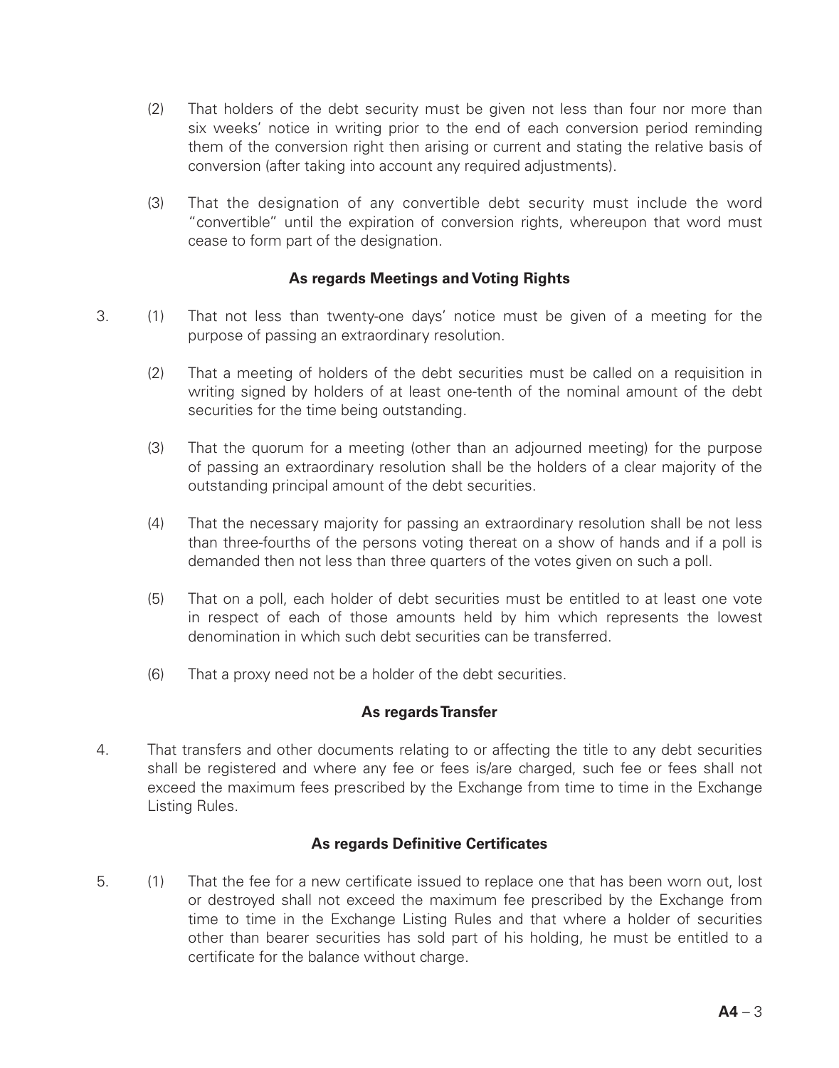(2) That holders of the debt security must be given not less than four nor more than six weeks' notice in writing prior to the end of each conversion period reminding them of the conversion right then arising or current and stating the relative basis of conversion (after taking into account any required adjustments).

(3) That the designation of any convertible debt security must include the word "convertible" until the expiration of conversion rights, whereupon that word must cease to form part of the designation.

**As regards Meetings and Voting Rights**

3. (1) That not less than twenty-one days' notice must be given of a meeting for the purpose of passing an extraordinary resolution.

(2) That a meeting of holders of the debt securities must be called on a requisition in writing signed by holders of at least one-tenth of the nominal amount of the debt securities for the time being outstanding.

(3) That the quorum for a meeting (other than an adjourned meeting) for the purpose of passing an extraordinary resolution shall be the holders of a clear majority of the outstanding principal amount of the debt securities.

(4) That the necessary majority for passing an extraordinary resolution shall be not less than three-fourths of the persons voting thereat on a show of hands and if a poll is demanded then not less than three quarters of the votes given on such a poll.

(5) That on a poll, each holder of debt securities must be entitled to at least one vote in respect of each of those amounts held by him which represents the lowest denomination in which such debt securities can be transferred.

(6) That a proxy need not be a holder of the debt securities.

**As regards Transfer**

4. That transfers and other documents relating to or affecting the title to any debt securities shall be registered and where any fee or fees is/are charged, such fee or fees shall not exceed the maximum fees prescribed by the Exchange from time to time in the Exchange Listing Rules.

**As regards Definitive Certificates**

5. (1) That the fee for a new certificate issued to replace one that has been worn out, lost or destroyed shall not exceed the maximum fee prescribed by the Exchange from time to time in the Exchange Listing Rules and that where a holder of securities other than bearer securities has sold part of his holding, he must be entitled to a certificate for the balance without charge.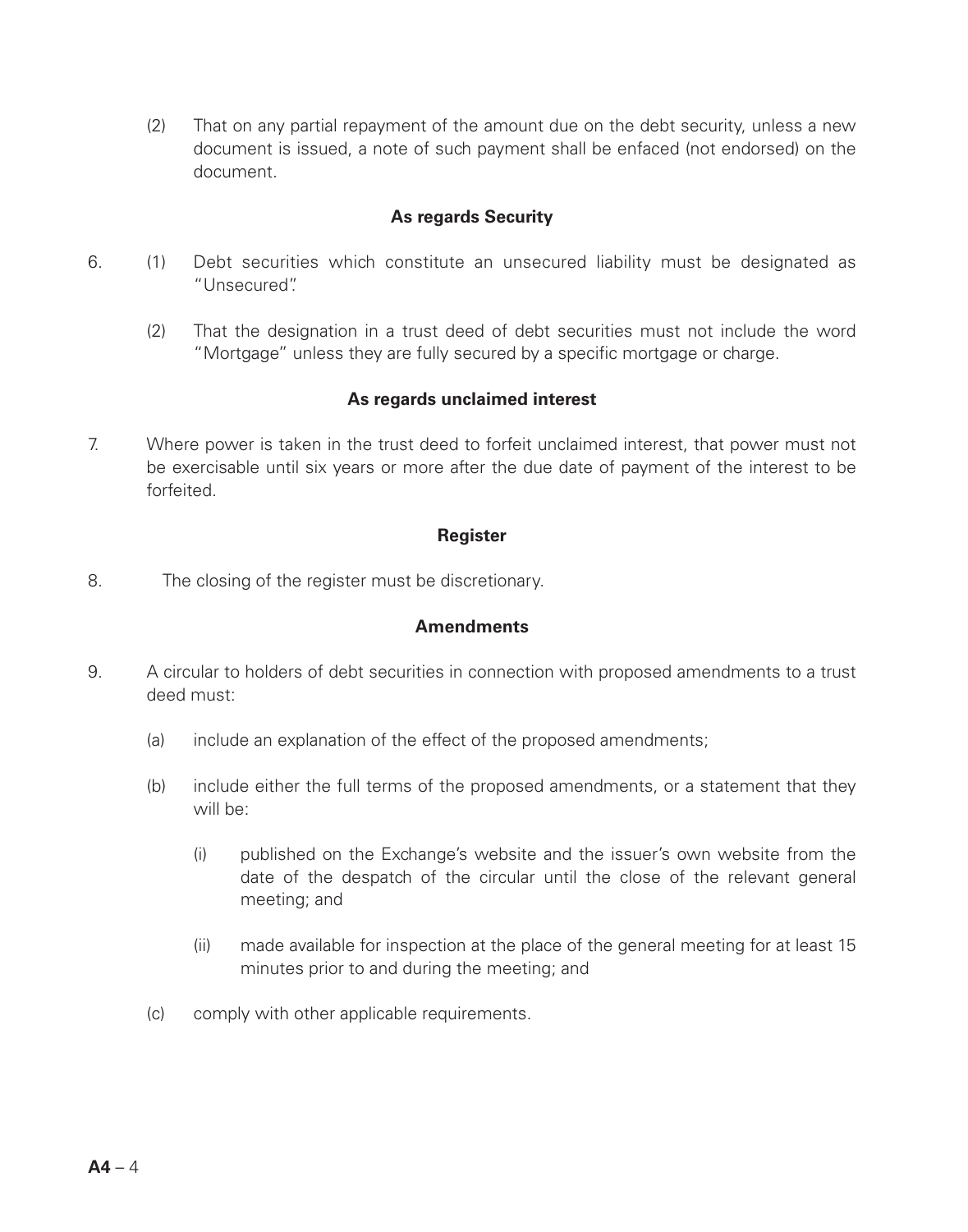(2) That on any partial repayment of the amount due on the debt security, unless a new document is issued, a note of such payment shall be enfaced (not endorsed) on the document.

**As regards Security**

6. (1) Debt securities which constitute an unsecured liability must be designated as "Unsecured".

   (2) That the designation in a trust deed of debt securities must not include the word "Mortgage" unless they are fully secured by a specific mortgage or charge.

**As regards unclaimed interest**

7. Where power is taken in the trust deed to forfeit unclaimed interest, that power must not be exercisable until six years or more after the due date of payment of the interest to be forfeited.

**Register**

8. The closing of the register must be discretionary.

**Amendments**

9. A circular to holders of debt securities in connection with proposed amendments to a trust deed must:

   (a) include an explanation of the effect of the proposed amendments;

   (b) include either the full terms of the proposed amendments, or a statement that they will be:

      (i) published on the Exchange's website and the issuer's own website from the date of the despatch of the circular until the close of the relevant general meeting; and

      (ii) made available for inspection at the place of the general meeting for at least 15 minutes prior to and during the meeting; and

   (c) comply with other applicable requirements.